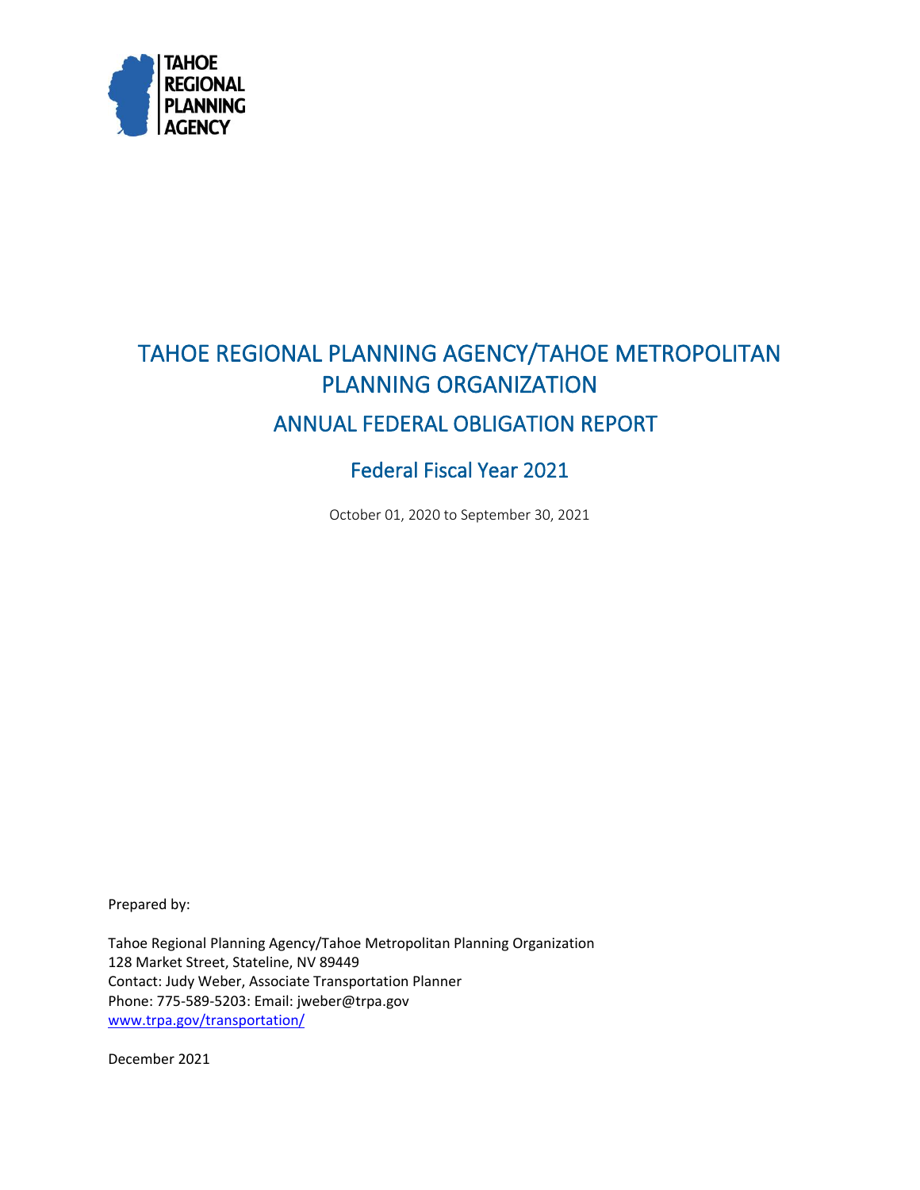TAHOE REGIONAL PLANNING AGENCY

# TAHOE REGIONAL PLANNING AGENCY/TAHOE METROPOLITAN PLANNING ORGANIZATION

## ANNUAL FEDERAL OBLIGATION REPORT

## Federal Fiscal Year 2021

October 01, 2020 to September 30, 2021

Prepared by:

Tahoe Regional Planning Agency/Tahoe Metropolitan Planning Organization
128 Market Street, Stateline, NV 89449
Contact: Judy Weber, Associate Transportation Planner
Phone: 775-589-5203: Email: jweber@trpa.gov
[www.trpa.gov/transportation/](www.trpa.gov/transportation/)

December 2021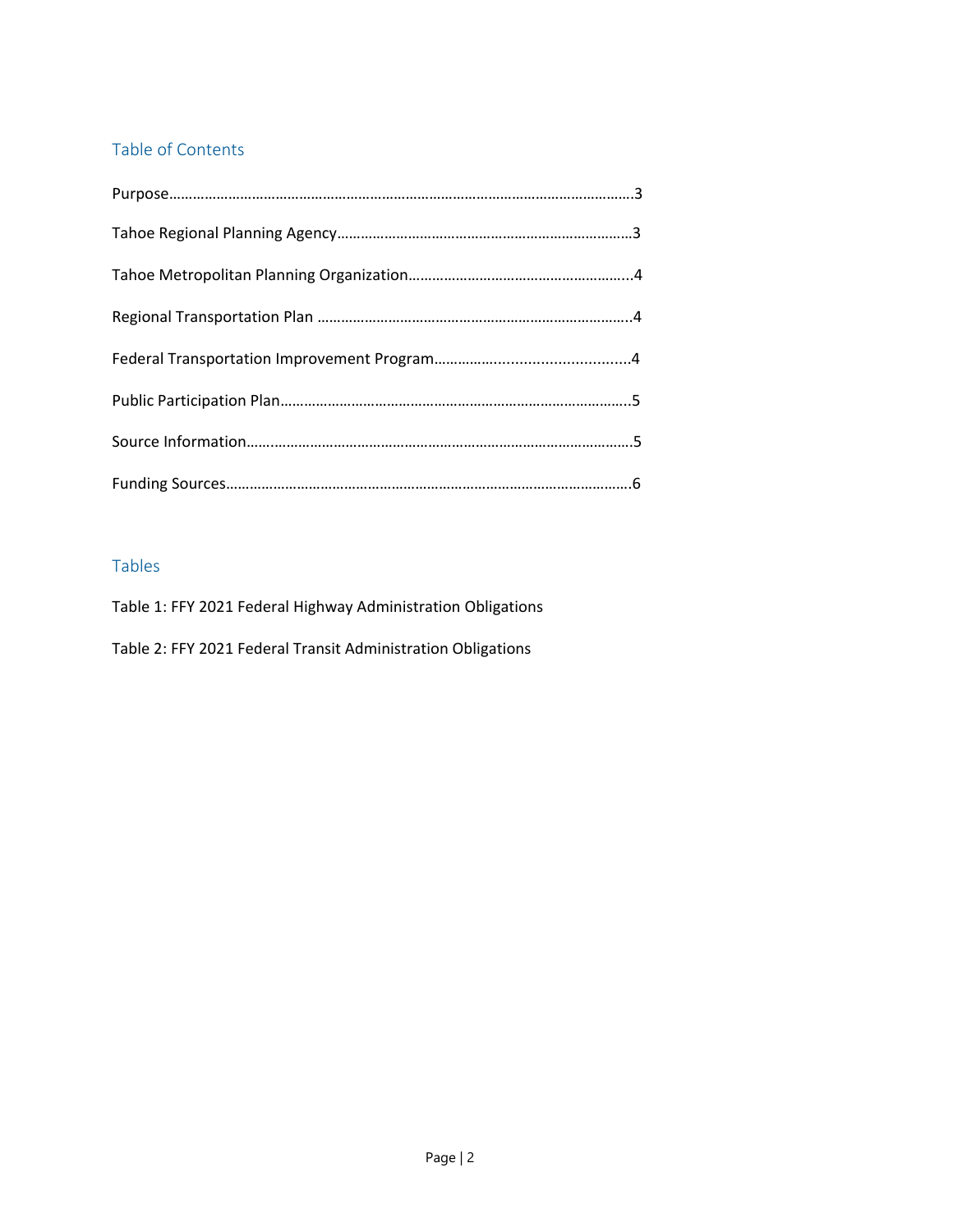## Table of Contents

Purpose……………………………………………………………………………………………………….3

Tahoe Regional Planning Agency…………………………………………………………………3

Tahoe Metropolitan Planning Organization………………………………………………..4

Regional Transportation Plan ……………………………………………………………………..4

Federal Transportation Improvement Program……………..............................4

Public Participation Plan……………………………………………………………………………..5

Source Information……..…………………………………………………………………………….5

Funding Sources………………………………………………………………………………………….6

## Tables

Table 1: FFY 2021 Federal Highway Administration Obligations

Table 2: FFY 2021 Federal Transit Administration Obligations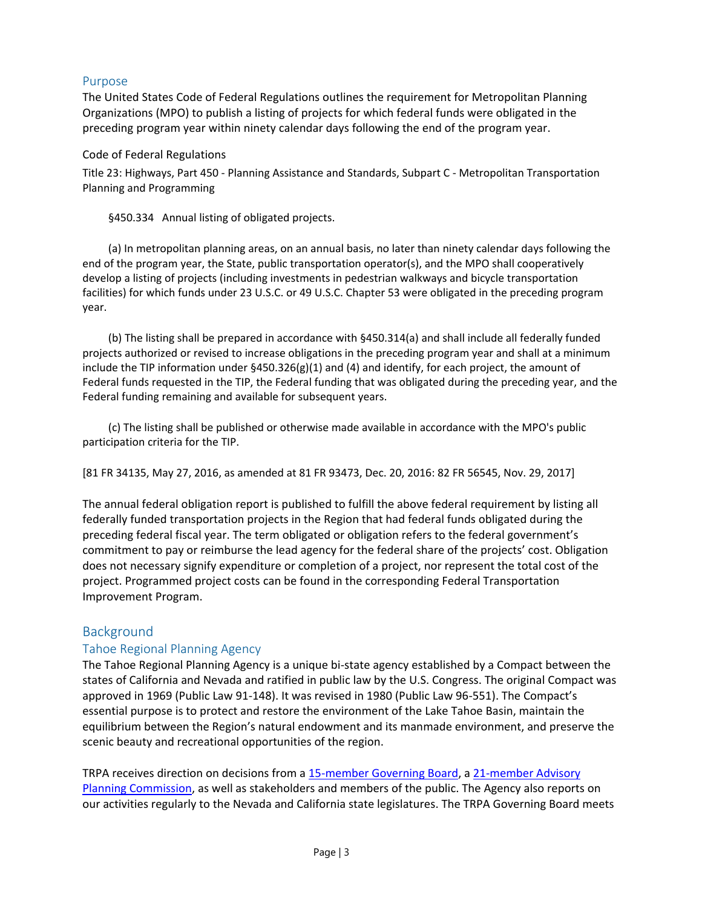## Purpose

The United States Code of Federal Regulations outlines the requirement for Metropolitan Planning Organizations (MPO) to publish a listing of projects for which federal funds were obligated in the preceding program year within ninety calendar days following the end of the program year.

### Code of Federal Regulations

Title 23: Highways, Part 450 - Planning Assistance and Standards, Subpart C - Metropolitan Transportation Planning and Programming

§450.334 Annual listing of obligated projects.

(a) In metropolitan planning areas, on an annual basis, no later than ninety calendar days following the end of the program year, the State, public transportation operator(s), and the MPO shall cooperatively develop a listing of projects (including investments in pedestrian walkways and bicycle transportation facilities) for which funds under 23 U.S.C. or 49 U.S.C. Chapter 53 were obligated in the preceding program year.

(b) The listing shall be prepared in accordance with §450.314(a) and shall include all federally funded projects authorized or revised to increase obligations in the preceding program year and shall at a minimum include the TIP information under §450.326(g)(1) and (4) and identify, for each project, the amount of Federal funds requested in the TIP, the Federal funding that was obligated during the preceding year, and the Federal funding remaining and available for subsequent years.

(c) The listing shall be published or otherwise made available in accordance with the MPO's public participation criteria for the TIP.

[81 FR 34135, May 27, 2016, as amended at 81 FR 93473, Dec. 20, 2016: 82 FR 56545, Nov. 29, 2017]

The annual federal obligation report is published to fulfill the above federal requirement by listing all federally funded transportation projects in the Region that had federal funds obligated during the preceding federal fiscal year. The term obligated or obligation refers to the federal government's commitment to pay or reimburse the lead agency for the federal share of the projects' cost. Obligation does not necessary signify expenditure or completion of a project, nor represent the total cost of the project. Programmed project costs can be found in the corresponding Federal Transportation Improvement Program.

## Background

### Tahoe Regional Planning Agency

The Tahoe Regional Planning Agency is a unique bi-state agency established by a Compact between the states of California and Nevada and ratified in public law by the U.S. Congress. The original Compact was approved in 1969 (Public Law 91-148). It was revised in 1980 (Public Law 96-551). The Compact's essential purpose is to protect and restore the environment of the Lake Tahoe Basin, maintain the equilibrium between the Region's natural endowment and its manmade environment, and preserve the scenic beauty and recreational opportunities of the region.

TRPA receives direction on decisions from a 15-member Governing Board, a 21-member Advisory Planning Commission, as well as stakeholders and members of the public. The Agency also reports on our activities regularly to the Nevada and California state legislatures. The TRPA Governing Board meets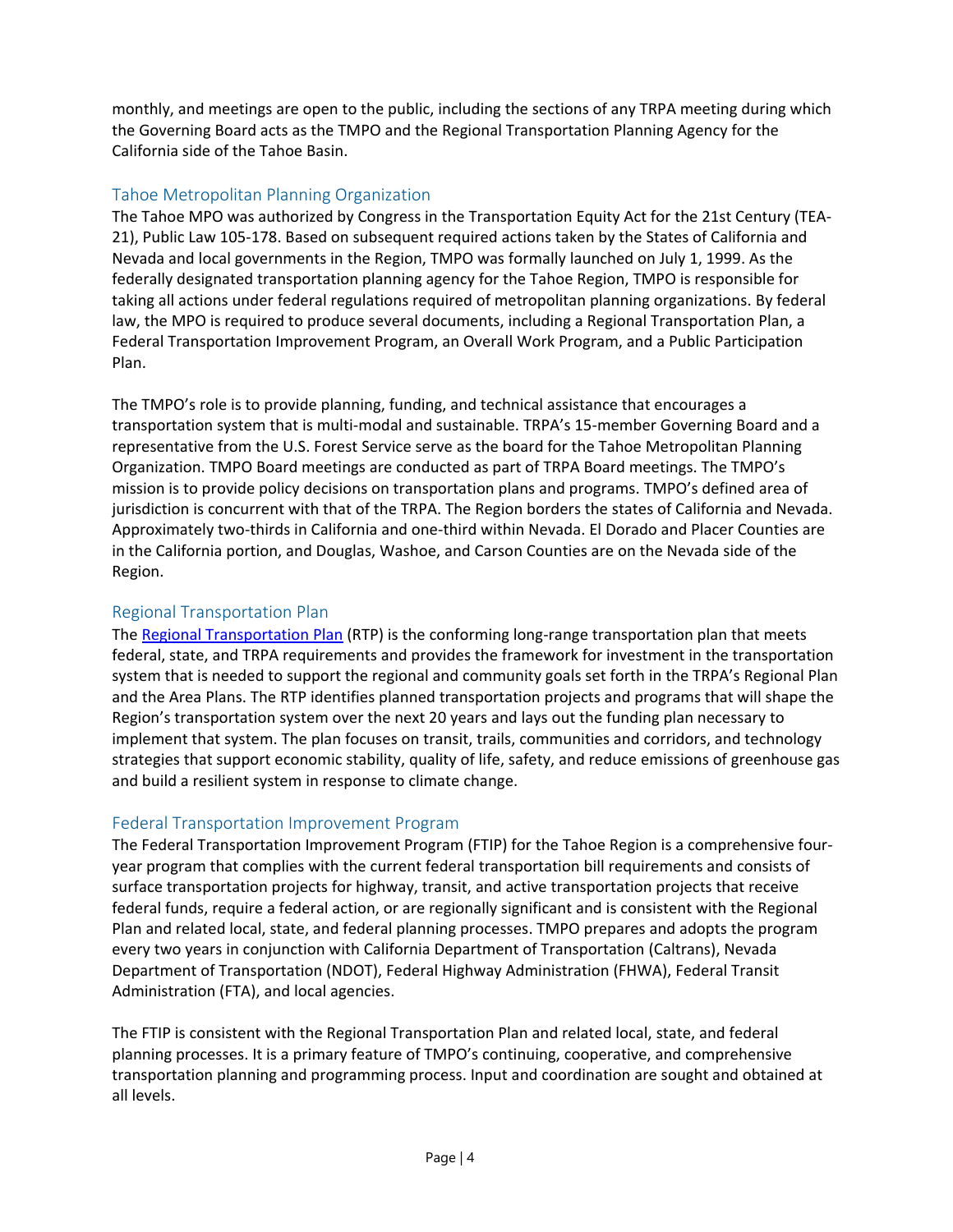monthly, and meetings are open to the public, including the sections of any TRPA meeting during which the Governing Board acts as the TMPO and the Regional Transportation Planning Agency for the California side of the Tahoe Basin.

## Tahoe Metropolitan Planning Organization

The Tahoe MPO was authorized by Congress in the Transportation Equity Act for the 21st Century (TEA-21), Public Law 105-178. Based on subsequent required actions taken by the States of California and Nevada and local governments in the Region, TMPO was formally launched on July 1, 1999. As the federally designated transportation planning agency for the Tahoe Region, TMPO is responsible for taking all actions under federal regulations required of metropolitan planning organizations. By federal law, the MPO is required to produce several documents, including a Regional Transportation Plan, a Federal Transportation Improvement Program, an Overall Work Program, and a Public Participation Plan.

The TMPO's role is to provide planning, funding, and technical assistance that encourages a transportation system that is multi-modal and sustainable. TRPA's 15-member Governing Board and a representative from the U.S. Forest Service serve as the board for the Tahoe Metropolitan Planning Organization. TMPO Board meetings are conducted as part of TRPA Board meetings. The TMPO's mission is to provide policy decisions on transportation plans and programs. TMPO's defined area of jurisdiction is concurrent with that of the TRPA. The Region borders the states of California and Nevada. Approximately two-thirds in California and one-third within Nevada. El Dorado and Placer Counties are in the California portion, and Douglas, Washoe, and Carson Counties are on the Nevada side of the Region.

## Regional Transportation Plan

The Regional Transportation Plan (RTP) is the conforming long-range transportation plan that meets federal, state, and TRPA requirements and provides the framework for investment in the transportation system that is needed to support the regional and community goals set forth in the TRPA's Regional Plan and the Area Plans. The RTP identifies planned transportation projects and programs that will shape the Region's transportation system over the next 20 years and lays out the funding plan necessary to implement that system. The plan focuses on transit, trails, communities and corridors, and technology strategies that support economic stability, quality of life, safety, and reduce emissions of greenhouse gas and build a resilient system in response to climate change.

## Federal Transportation Improvement Program

The Federal Transportation Improvement Program (FTIP) for the Tahoe Region is a comprehensive four-year program that complies with the current federal transportation bill requirements and consists of surface transportation projects for highway, transit, and active transportation projects that receive federal funds, require a federal action, or are regionally significant and is consistent with the Regional Plan and related local, state, and federal planning processes. TMPO prepares and adopts the program every two years in conjunction with California Department of Transportation (Caltrans), Nevada Department of Transportation (NDOT), Federal Highway Administration (FHWA), Federal Transit Administration (FTA), and local agencies.

The FTIP is consistent with the Regional Transportation Plan and related local, state, and federal planning processes. It is a primary feature of TMPO's continuing, cooperative, and comprehensive transportation planning and programming process. Input and coordination are sought and obtained at all levels.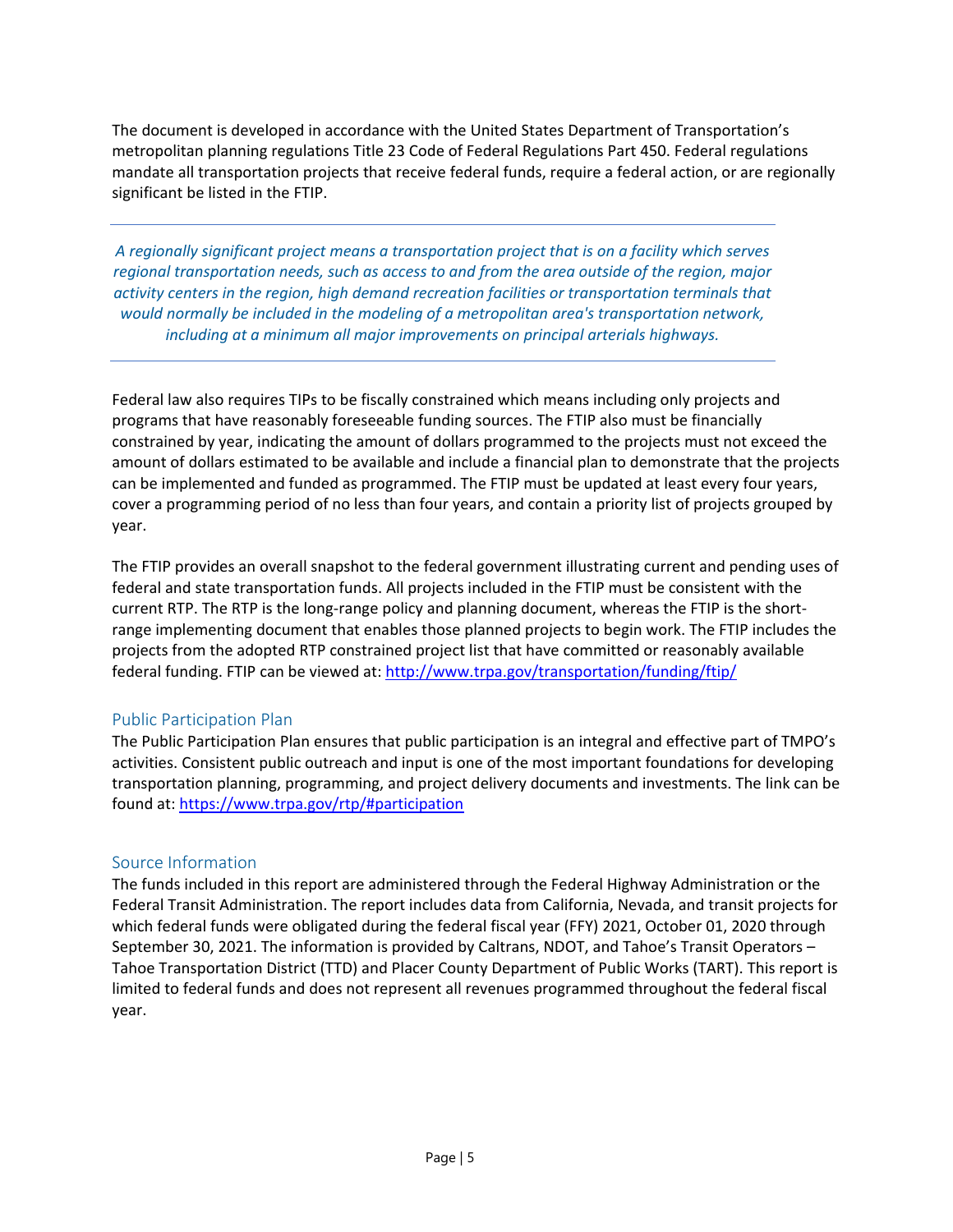The document is developed in accordance with the United States Department of Transportation's metropolitan planning regulations Title 23 Code of Federal Regulations Part 450. Federal regulations mandate all transportation projects that receive federal funds, require a federal action, or are regionally significant be listed in the FTIP.

---

*A regionally significant project means a transportation project that is on a facility which serves regional transportation needs, such as access to and from the area outside of the region, major activity centers in the region, high demand recreation facilities or transportation terminals that would normally be included in the modeling of a metropolitan area's transportation network, including at a minimum all major improvements on principal arterials highways.*

---

Federal law also requires TIPs to be fiscally constrained which means including only projects and programs that have reasonably foreseeable funding sources. The FTIP also must be financially constrained by year, indicating the amount of dollars programmed to the projects must not exceed the amount of dollars estimated to be available and include a financial plan to demonstrate that the projects can be implemented and funded as programmed. The FTIP must be updated at least every four years, cover a programming period of no less than four years, and contain a priority list of projects grouped by year.

The FTIP provides an overall snapshot to the federal government illustrating current and pending uses of federal and state transportation funds. All projects included in the FTIP must be consistent with the current RTP. The RTP is the long-range policy and planning document, whereas the FTIP is the short-range implementing document that enables those planned projects to begin work. The FTIP includes the projects from the adopted RTP constrained project list that have committed or reasonably available federal funding. FTIP can be viewed at: http://www.trpa.gov/transportation/funding/ftip/

## Public Participation Plan

The Public Participation Plan ensures that public participation is an integral and effective part of TMPO's activities. Consistent public outreach and input is one of the most important foundations for developing transportation planning, programming, and project delivery documents and investments. The link can be found at: https://www.trpa.gov/rtp/#participation

## Source Information

The funds included in this report are administered through the Federal Highway Administration or the Federal Transit Administration. The report includes data from California, Nevada, and transit projects for which federal funds were obligated during the federal fiscal year (FFY) 2021, October 01, 2020 through September 30, 2021. The information is provided by Caltrans, NDOT, and Tahoe's Transit Operators – Tahoe Transportation District (TTD) and Placer County Department of Public Works (TART). This report is limited to federal funds and does not represent all revenues programmed throughout the federal fiscal year.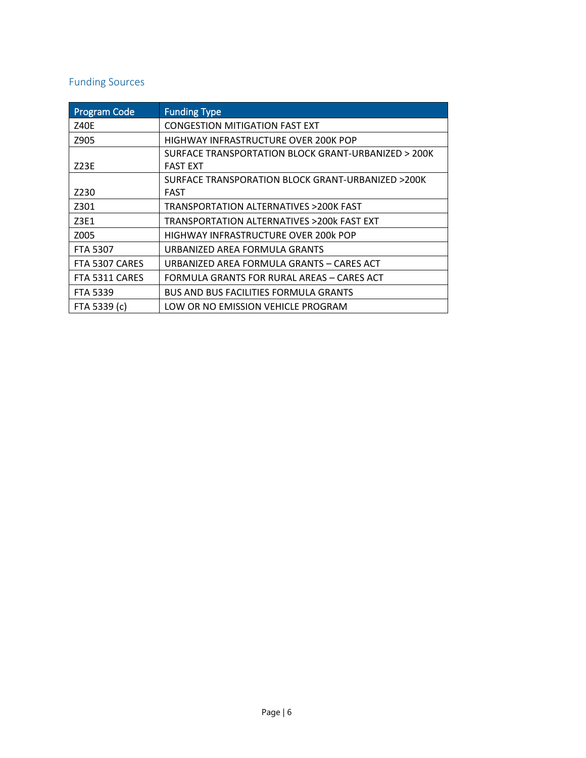## Funding Sources

| Program Code | Funding Type |
|---|---|
| Z40E | CONGESTION MITIGATION FAST EXT |
| Z905 | HIGHWAY INFRASTRUCTURE OVER 200K POP |
| Z23E | SURFACE TRANSPORTATION BLOCK GRANT-URBANIZED > 200K FAST EXT |
| Z230 | SURFACE TRANSPORATION BLOCK GRANT-URBANIZED >200K FAST |
| Z301 | TRANSPORTATION ALTERNATIVES >200K FAST |
| Z3E1 | TRANSPORTATION ALTERNATIVES >200k FAST EXT |
| Z005 | HIGHWAY INFRASTRUCTURE OVER 200k POP |
| FTA 5307 | URBANIZED AREA FORMULA GRANTS |
| FTA 5307 CARES | URBANIZED AREA FORMULA GRANTS – CARES ACT |
| FTA 5311 CARES | FORMULA GRANTS FOR RURAL AREAS – CARES ACT |
| FTA 5339 | BUS AND BUS FACILITIES FORMULA GRANTS |
| FTA 5339 (c) | LOW OR NO EMISSION VEHICLE PROGRAM |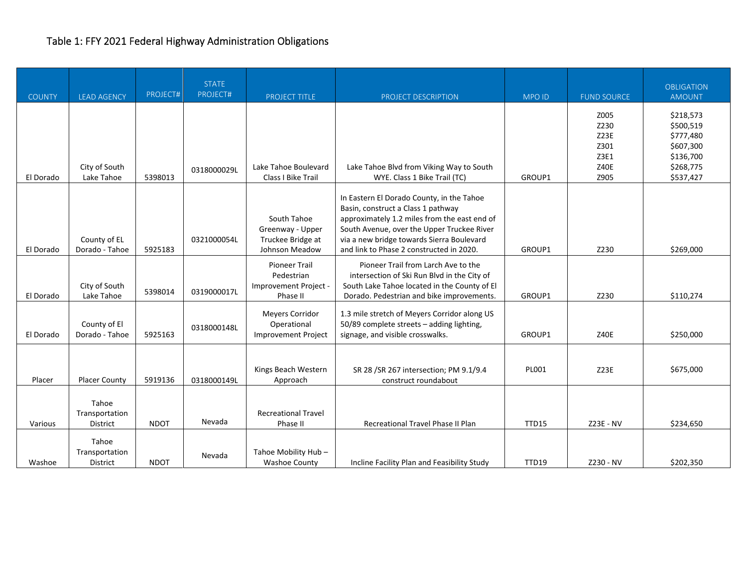Table 1: FFY 2021 Federal Highway Administration Obligations

| COUNTY | LEAD AGENCY | PROJECT# | STATE PROJECT# | PROJECT TITLE | PROJECT DESCRIPTION | MPO ID | FUND SOURCE | OBLIGATION AMOUNT |
|---|---|---|---|---|---|---|---|---|
| El Dorado | City of South Lake Tahoe | 5398013 | 0318000029L | Lake Tahoe Boulevard Class I Bike Trail | Lake Tahoe Blvd from Viking Way to South WYE. Class 1 Bike Trail (TC) | GROUP1 | Z005<br>Z230<br>Z23E<br>Z301<br>Z3E1<br>Z40E<br>Z905 | $218,573<br>$500,519<br>$777,480<br>$607,300<br>$136,700<br>$268,775<br>$537,427 |
| El Dorado | County of EL Dorado - Tahoe | 5925183 | 0321000054L | South Tahoe Greenway - Upper Truckee Bridge at Johnson Meadow | In Eastern El Dorado County, in the Tahoe Basin, construct a Class 1 pathway approximately 1.2 miles from the east end of South Avenue, over the Upper Truckee River via a new bridge towards Sierra Boulevard and link to Phase 2 constructed in 2020. | GROUP1 | Z230 | $269,000 |
| El Dorado | City of South Lake Tahoe | 5398014 | 0319000017L | Pioneer Trail Pedestrian Improvement Project - Phase II | Pioneer Trail from Larch Ave to the intersection of Ski Run Blvd in the City of South Lake Tahoe located in the County of El Dorado. Pedestrian and bike improvements. | GROUP1 | Z230 | $110,274 |
| El Dorado | County of El Dorado - Tahoe | 5925163 | 0318000148L | Meyers Corridor Operational Improvement Project | 1.3 mile stretch of Meyers Corridor along US 50/89 complete streets – adding lighting, signage, and visible crosswalks. | GROUP1 | Z40E | $250,000 |
| Placer | Placer County | 5919136 | 0318000149L | Kings Beach Western Approach | SR 28 /SR 267 intersection; PM 9.1/9.4 construct roundabout | PL001 | Z23E | $675,000 |
| Various | Tahoe Transportation District | NDOT | Nevada | Recreational Travel Phase II | Recreational Travel Phase II Plan | TTD15 | Z23E - NV | $234,650 |
| Washoe | Tahoe Transportation District | NDOT | Nevada | Tahoe Mobility Hub – Washoe County | Incline Facility Plan and Feasibility Study | TTD19 | Z230 - NV | $202,350 |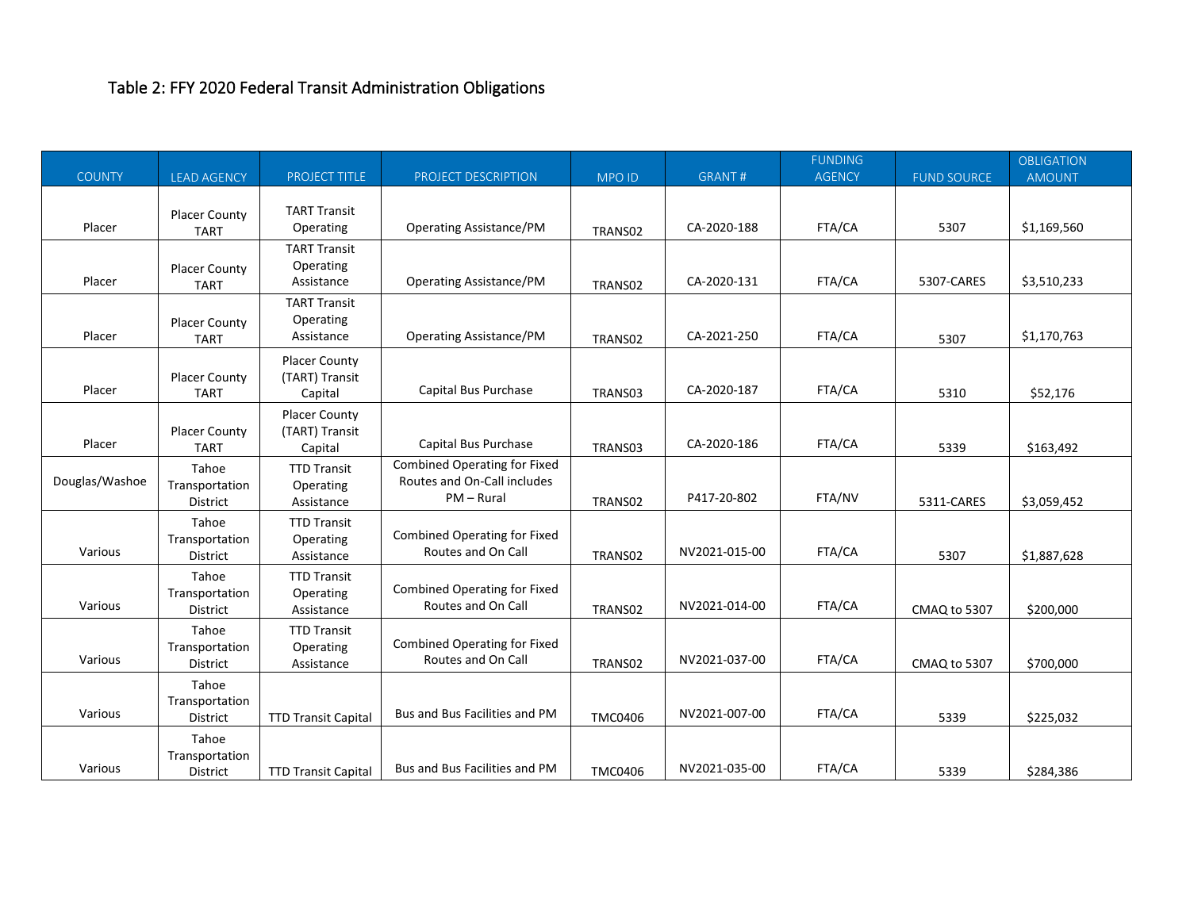### Table 2: FFY 2020 Federal Transit Administration Obligations

| COUNTY | LEAD AGENCY | PROJECT TITLE | PROJECT DESCRIPTION | MPO ID | GRANT # | FUNDING AGENCY | FUND SOURCE | OBLIGATION AMOUNT |
|---|---|---|---|---|---|---|---|---|
| Placer | Placer County TART | TART Transit Operating | Operating Assistance/PM | TRANS02 | CA-2020-188 | FTA/CA | 5307 | $1,169,560 |
| Placer | Placer County TART | TART Transit Operating Assistance | Operating Assistance/PM | TRANS02 | CA-2020-131 | FTA/CA | 5307-CARES | $3,510,233 |
| Placer | Placer County TART | TART Transit Operating Assistance | Operating Assistance/PM | TRANS02 | CA-2021-250 | FTA/CA | 5307 | $1,170,763 |
| Placer | Placer County TART | Placer County (TART) Transit Capital | Capital Bus Purchase | TRANS03 | CA-2020-187 | FTA/CA | 5310 | $52,176 |
| Placer | Placer County TART | Placer County (TART) Transit Capital | Capital Bus Purchase | TRANS03 | CA-2020-186 | FTA/CA | 5339 | $163,492 |
| Douglas/Washoe | Tahoe Transportation District | TTD Transit Operating Assistance | Combined Operating for Fixed Routes and On-Call includes PM – Rural | TRANS02 | P417-20-802 | FTA/NV | 5311-CARES | $3,059,452 |
| Various | Tahoe Transportation District | TTD Transit Operating Assistance | Combined Operating for Fixed Routes and On Call | TRANS02 | NV2021-015-00 | FTA/CA | 5307 | $1,887,628 |
| Various | Tahoe Transportation District | TTD Transit Operating Assistance | Combined Operating for Fixed Routes and On Call | TRANS02 | NV2021-014-00 | FTA/CA | CMAQ to 5307 | $200,000 |
| Various | Tahoe Transportation District | TTD Transit Operating Assistance | Combined Operating for Fixed Routes and On Call | TRANS02 | NV2021-037-00 | FTA/CA | CMAQ to 5307 | $700,000 |
| Various | Tahoe Transportation District | TTD Transit Capital | Bus and Bus Facilities and PM | TMC0406 | NV2021-007-00 | FTA/CA | 5339 | $225,032 |
| Various | Tahoe Transportation District | TTD Transit Capital | Bus and Bus Facilities and PM | TMC0406 | NV2021-035-00 | FTA/CA | 5339 | $284,386 |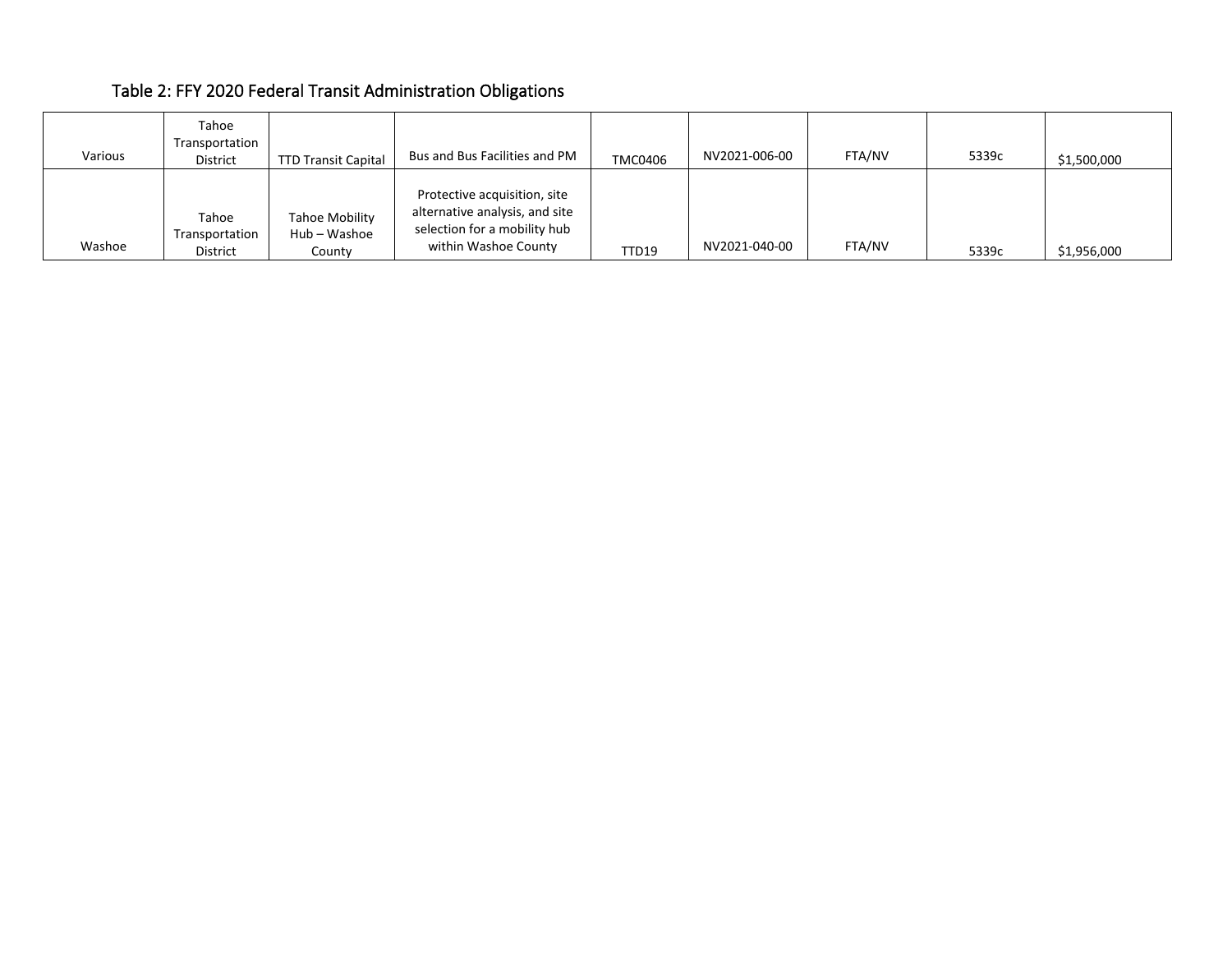## Table 2: FFY 2020 Federal Transit Administration Obligations

| | | | | | | | | |
|---|---|---|---|---|---|---|---|---|
| Various | Tahoe Transportation District | TTD Transit Capital | Bus and Bus Facilities and PM | TMC0406 | NV2021-006-00 | FTA/NV | 5339c | $1,500,000 |
| Washoe | Tahoe Transportation District | Tahoe Mobility Hub – Washoe County | Protective acquisition, site alternative analysis, and site selection for a mobility hub within Washoe County | TTD19 | NV2021-040-00 | FTA/NV | 5339c | $1,956,000 |